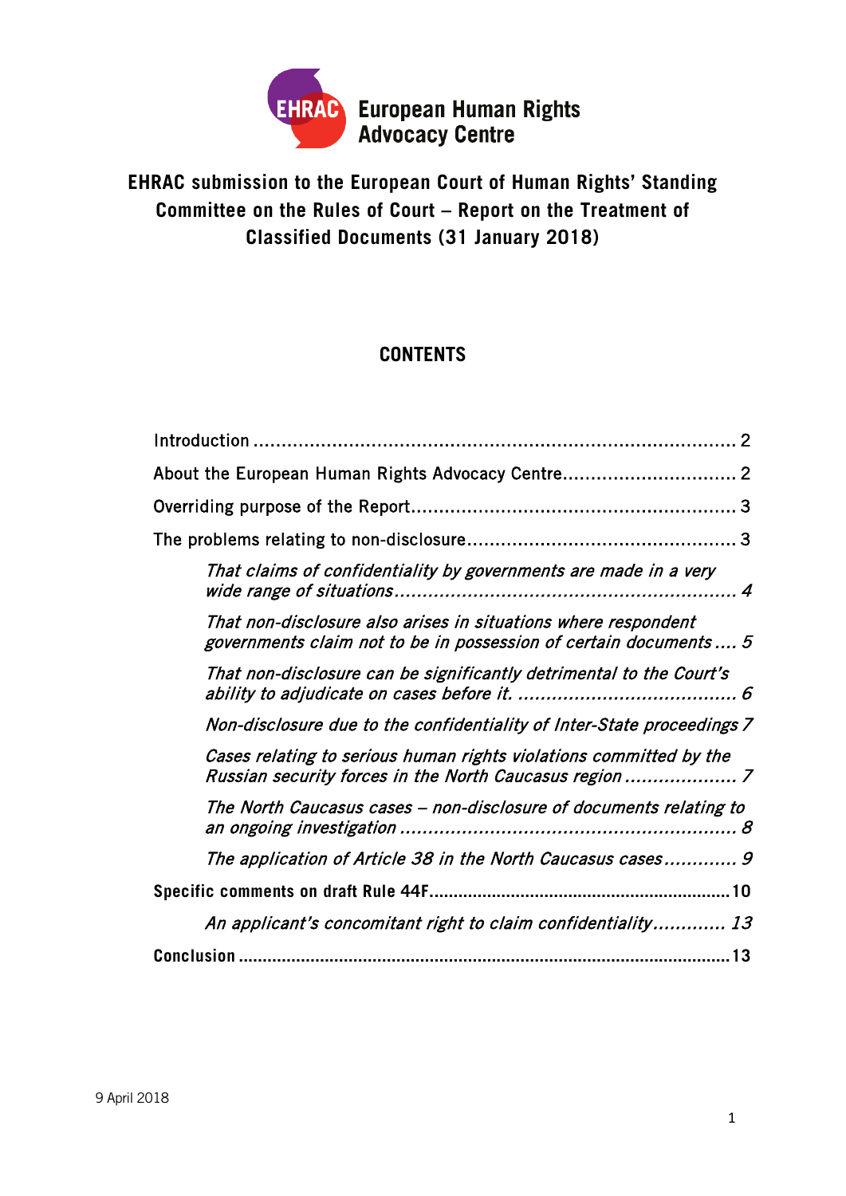EHRAC European Human Rights Advocacy Centre

# EHRAC submission to the European Court of Human Rights' Standing Committee on the Rules of Court – Report on the Treatment of Classified Documents (31 January 2018)

## CONTENTS

Introduction ........................................................................................ 2

About the European Human Rights Advocacy Centre............................... 2

Overriding purpose of the Report......................................................... 3

The problems relating to non-disclosure................................................ 3

*That claims of confidentiality by governments are made in a very wide range of situations............................................................ 4*

*That non-disclosure also arises in situations where respondent governments claim not to be in possession of certain documents .... 5*

*That non-disclosure can be significantly detrimental to the Court's ability to adjudicate on cases before it. ....................................... 6*

*Non-disclosure due to the confidentiality of Inter-State proceedings 7*

*Cases relating to serious human rights violations committed by the Russian security forces in the North Caucasus region .................... 7*

*The North Caucasus cases – non-disclosure of documents relating to an ongoing investigation .......................................................... 8*

*The application of Article 38 in the North Caucasus cases............. 9*

**Specific comments on draft Rule 44F............................................................10**

*An applicant's concomitant right to claim confidentiality............. 13*

**Conclusion .......................................................................................................13**

9 April 2018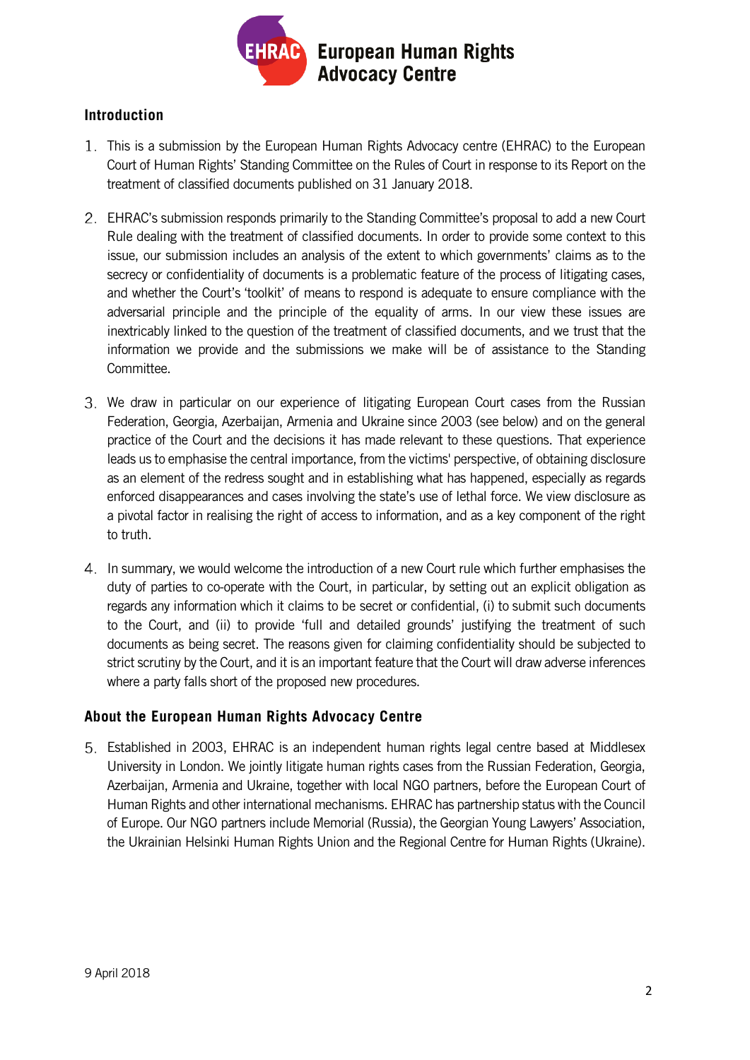## Introduction

1. This is a submission by the European Human Rights Advocacy centre (EHRAC) to the European Court of Human Rights' Standing Committee on the Rules of Court in response to its Report on the treatment of classified documents published on 31 January 2018.

2. EHRAC's submission responds primarily to the Standing Committee's proposal to add a new Court Rule dealing with the treatment of classified documents. In order to provide some context to this issue, our submission includes an analysis of the extent to which governments' claims as to the secrecy or confidentiality of documents is a problematic feature of the process of litigating cases, and whether the Court's 'toolkit' of means to respond is adequate to ensure compliance with the adversarial principle and the principle of the equality of arms. In our view these issues are inextricably linked to the question of the treatment of classified documents, and we trust that the information we provide and the submissions we make will be of assistance to the Standing Committee.

3. We draw in particular on our experience of litigating European Court cases from the Russian Federation, Georgia, Azerbaijan, Armenia and Ukraine since 2003 (see below) and on the general practice of the Court and the decisions it has made relevant to these questions. That experience leads us to emphasise the central importance, from the victims' perspective, of obtaining disclosure as an element of the redress sought and in establishing what has happened, especially as regards enforced disappearances and cases involving the state's use of lethal force. We view disclosure as a pivotal factor in realising the right of access to information, and as a key component of the right to truth.

4. In summary, we would welcome the introduction of a new Court rule which further emphasises the duty of parties to co-operate with the Court, in particular, by setting out an explicit obligation as regards any information which it claims to be secret or confidential, (i) to submit such documents to the Court, and (ii) to provide 'full and detailed grounds' justifying the treatment of such documents as being secret. The reasons given for claiming confidentiality should be subjected to strict scrutiny by the Court, and it is an important feature that the Court will draw adverse inferences where a party falls short of the proposed new procedures.

## About the European Human Rights Advocacy Centre

5. Established in 2003, EHRAC is an independent human rights legal centre based at Middlesex University in London. We jointly litigate human rights cases from the Russian Federation, Georgia, Azerbaijan, Armenia and Ukraine, together with local NGO partners, before the European Court of Human Rights and other international mechanisms. EHRAC has partnership status with the Council of Europe. Our NGO partners include Memorial (Russia), the Georgian Young Lawyers' Association, the Ukrainian Helsinki Human Rights Union and the Regional Centre for Human Rights (Ukraine).

9 April 2018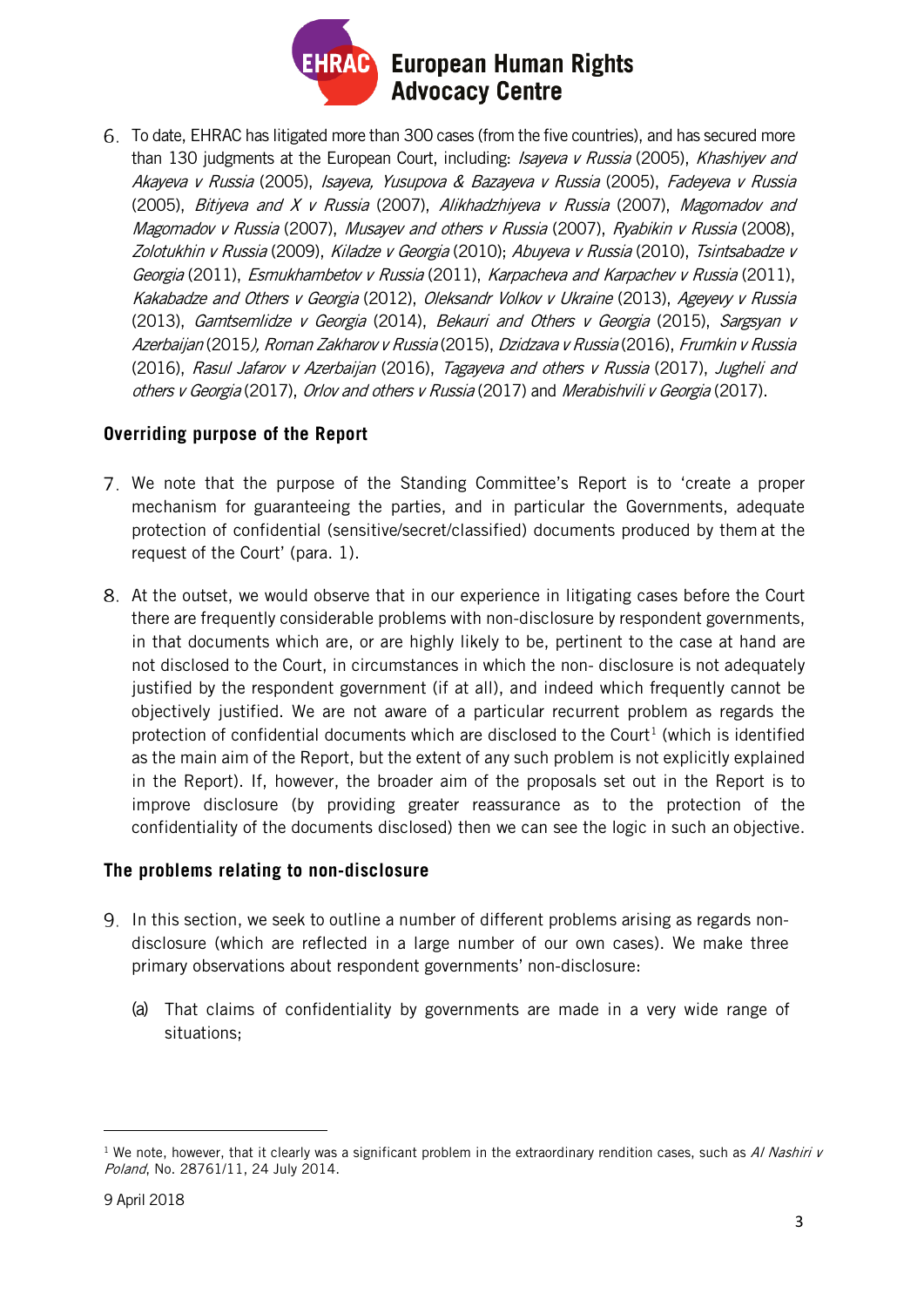6. To date, EHRAC has litigated more than 300 cases (from the five countries), and has secured more than 130 judgments at the European Court, including: *Isayeva v Russia* (2005), *Khashiyev and Akayeva v Russia* (2005), *Isayeva, Yusupova & Bazayeva v Russia* (2005), *Fadeyeva v Russia* (2005), *Bitiyeva and X v Russia* (2007), *Alikhadzhiyeva v Russia* (2007), *Magomadov and Magomadov v Russia* (2007), *Musayev and others v Russia* (2007), *Ryabikin v Russia* (2008), *Zolotukhin v Russia* (2009), *Kiladze v Georgia* (2010); *Abuyeva v Russia* (2010), *Tsintsabadze v Georgia* (2011), *Esmukhambetov v Russia* (2011), *Karpacheva and Karpachev v Russia* (2011), *Kakabadze and Others v Georgia* (2012), *Oleksandr Volkov v Ukraine* (2013), *Ageyevy v Russia* (2013), *Gamtsemlidze v Georgia* (2014), *Bekauri and Others v Georgia* (2015), *Sargsyan v Azerbaijan* (2015*), Roman Zakharov v Russia* (2015), *Dzidzava v Russia* (2016), *Frumkin v Russia* (2016), *Rasul Jafarov v Azerbaijan* (2016), *Tagayeva and others v Russia* (2017), *Jugheli and others v Georgia* (2017), *Orlov and others v Russia* (2017) and *Merabishvili v Georgia* (2017).

## Overriding purpose of the Report

7. We note that the purpose of the Standing Committee's Report is to 'create a proper mechanism for guaranteeing the parties, and in particular the Governments, adequate protection of confidential (sensitive/secret/classified) documents produced by them at the request of the Court' (para. 1).

8. At the outset, we would observe that in our experience in litigating cases before the Court there are frequently considerable problems with non-disclosure by respondent governments, in that documents which are, or are highly likely to be, pertinent to the case at hand are not disclosed to the Court, in circumstances in which the non- disclosure is not adequately justified by the respondent government (if at all), and indeed which frequently cannot be objectively justified. We are not aware of a particular recurrent problem as regards the protection of confidential documents which are disclosed to the Court[1] (which is identified as the main aim of the Report, but the extent of any such problem is not explicitly explained in the Report). If, however, the broader aim of the proposals set out in the Report is to improve disclosure (by providing greater reassurance as to the protection of the confidentiality of the documents disclosed) then we can see the logic in such an objective.

## The problems relating to non-disclosure

9. In this section, we seek to outline a number of different problems arising as regards non-disclosure (which are reflected in a large number of our own cases). We make three primary observations about respondent governments' non-disclosure:

   (a) That claims of confidentiality by governments are made in a very wide range of situations;

[1] We note, however, that it clearly was a significant problem in the extraordinary rendition cases, such as *Al Nashiri v Poland*, No. 28761/11, 24 July 2014.

9 April 2018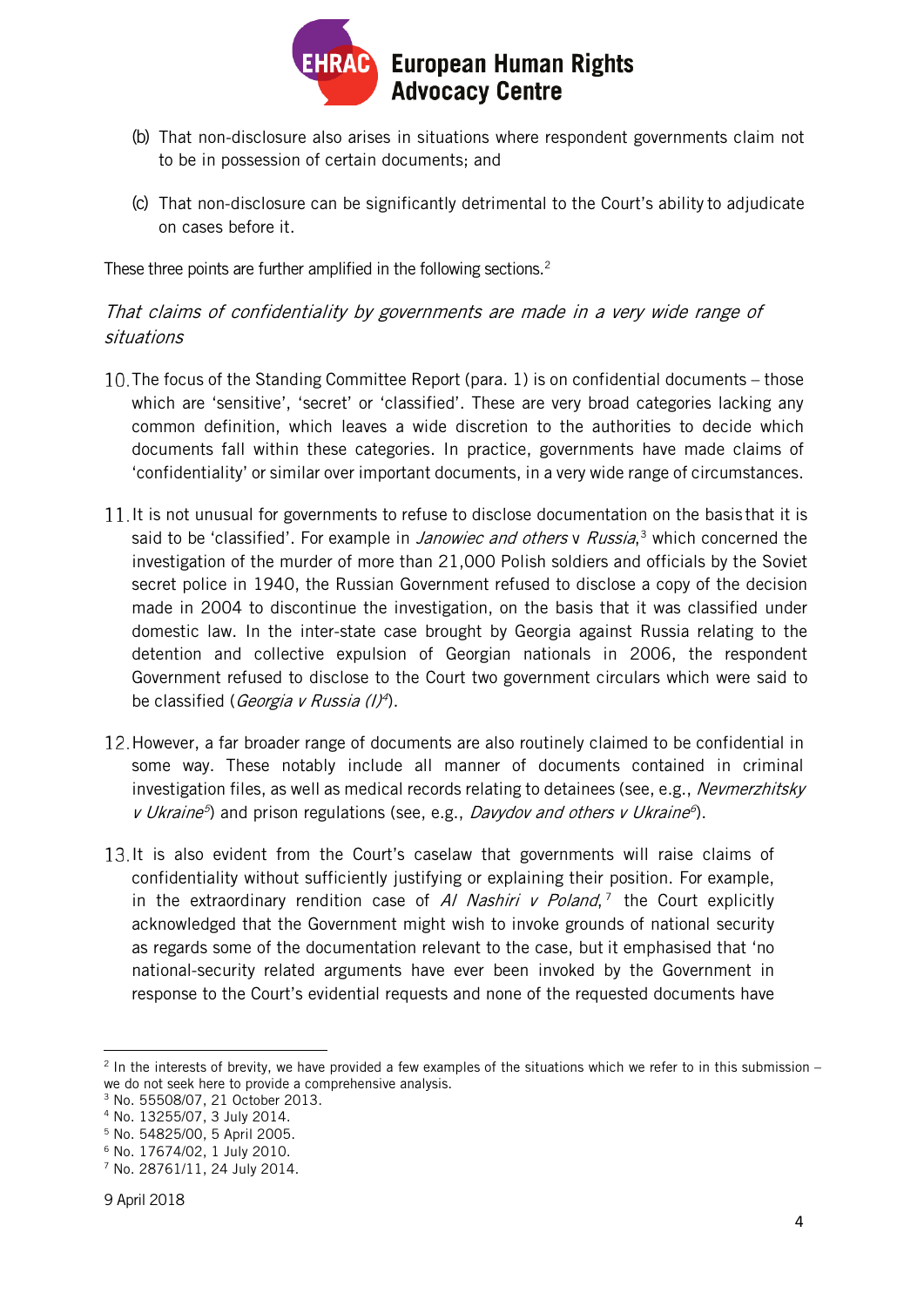(b) That non-disclosure also arises in situations where respondent governments claim not to be in possession of certain documents; and

(c) That non-disclosure can be significantly detrimental to the Court's ability to adjudicate on cases before it.

These three points are further amplified in the following sections.[2]

### *That claims of confidentiality by governments are made in a very wide range of situations*

10. The focus of the Standing Committee Report (para. 1) is on confidential documents – those which are 'sensitive', 'secret' or 'classified'. These are very broad categories lacking any common definition, which leaves a wide discretion to the authorities to decide which documents fall within these categories. In practice, governments have made claims of 'confidentiality' or similar over important documents, in a very wide range of circumstances.

11. It is not unusual for governments to refuse to disclose documentation on the basis that it is said to be 'classified'. For example in *Janowiec and others* v *Russia*,[3] which concerned the investigation of the murder of more than 21,000 Polish soldiers and officials by the Soviet secret police in 1940, the Russian Government refused to disclose a copy of the decision made in 2004 to discontinue the investigation, on the basis that it was classified under domestic law. In the inter-state case brought by Georgia against Russia relating to the detention and collective expulsion of Georgian nationals in 2006, the respondent Government refused to disclose to the Court two government circulars which were said to be classified (*Georgia v Russia (I)*[4]).

12. However, a far broader range of documents are also routinely claimed to be confidential in some way. These notably include all manner of documents contained in criminal investigation files, as well as medical records relating to detainees (see, e.g., *Nevmerzhitsky v Ukraine*[5]) and prison regulations (see, e.g., *Davydov and others v Ukraine*[6]).

13. It is also evident from the Court's caselaw that governments will raise claims of confidentiality without sufficiently justifying or explaining their position. For example, in the extraordinary rendition case of *Al Nashiri v Poland*,[7] the Court explicitly acknowledged that the Government might wish to invoke grounds of national security as regards some of the documentation relevant to the case, but it emphasised that 'no national-security related arguments have ever been invoked by the Government in response to the Court's evidential requests and none of the requested documents have

---

[2] In the interests of brevity, we have provided a few examples of the situations which we refer to in this submission – we do not seek here to provide a comprehensive analysis.

[3] No. 55508/07, 21 October 2013.

[4] No. 13255/07, 3 July 2014.

[5] No. 54825/00, 5 April 2005.

[6] No. 17674/02, 1 July 2010.

[7] No. 28761/11, 24 July 2014.

9 April 2018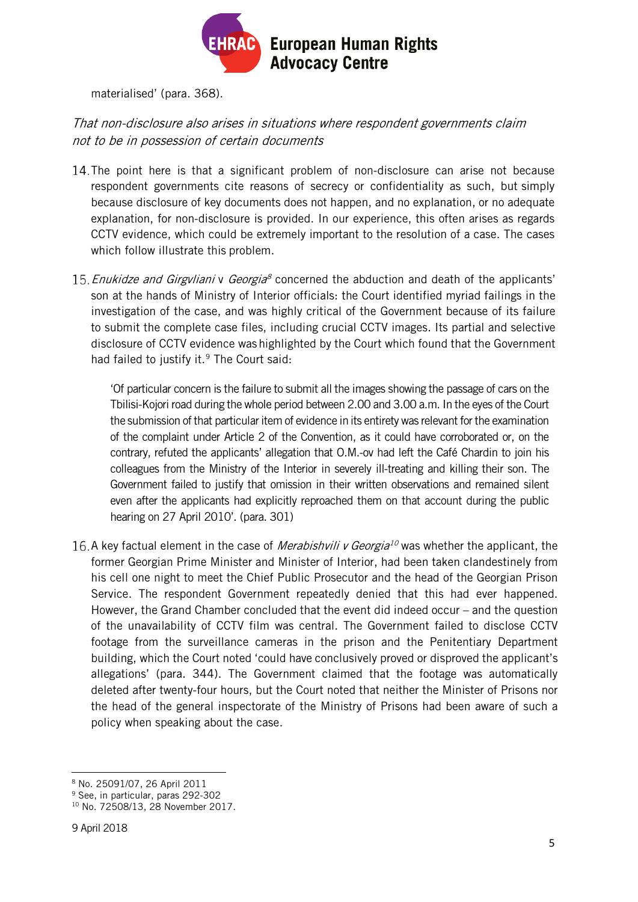materialised' (para. 368).

*That non-disclosure also arises in situations where respondent governments claim not to be in possession of certain documents*

14. The point here is that a significant problem of non-disclosure can arise not because respondent governments cite reasons of secrecy or confidentiality as such, but simply because disclosure of key documents does not happen, and no explanation, or no adequate explanation, for non-disclosure is provided. In our experience, this often arises as regards CCTV evidence, which could be extremely important to the resolution of a case. The cases which follow illustrate this problem.

15. *Enukidze and Girgvliani* v *Georgia*[8] concerned the abduction and death of the applicants' son at the hands of Ministry of Interior officials: the Court identified myriad failings in the investigation of the case, and was highly critical of the Government because of its failure to submit the complete case files, including crucial CCTV images. Its partial and selective disclosure of CCTV evidence was highlighted by the Court which found that the Government had failed to justify it.[9] The Court said:

> 'Of particular concern is the failure to submit all the images showing the passage of cars on the Tbilisi-Kojori road during the whole period between 2.00 and 3.00 a.m. In the eyes of the Court the submission of that particular item of evidence in its entirety was relevant for the examination of the complaint under Article 2 of the Convention, as it could have corroborated or, on the contrary, refuted the applicants' allegation that O.M.-ov had left the Café Chardin to join his colleagues from the Ministry of the Interior in severely ill-treating and killing their son. The Government failed to justify that omission in their written observations and remained silent even after the applicants had explicitly reproached them on that account during the public hearing on 27 April 2010'. (para. 301)

16. A key factual element in the case of *Merabishvili v Georgia*[10] was whether the applicant, the former Georgian Prime Minister and Minister of Interior, had been taken clandestinely from his cell one night to meet the Chief Public Prosecutor and the head of the Georgian Prison Service. The respondent Government repeatedly denied that this had ever happened. However, the Grand Chamber concluded that the event did indeed occur – and the question of the unavailability of CCTV film was central. The Government failed to disclose CCTV footage from the surveillance cameras in the prison and the Penitentiary Department building, which the Court noted 'could have conclusively proved or disproved the applicant's allegations' (para. 344). The Government claimed that the footage was automatically deleted after twenty-four hours, but the Court noted that neither the Minister of Prisons nor the head of the general inspectorate of the Ministry of Prisons had been aware of such a policy when speaking about the case.

---

[8] No. 25091/07, 26 April 2011

[9] See, in particular, paras 292-302

[10] No. 72508/13, 28 November 2017.

9 April 2018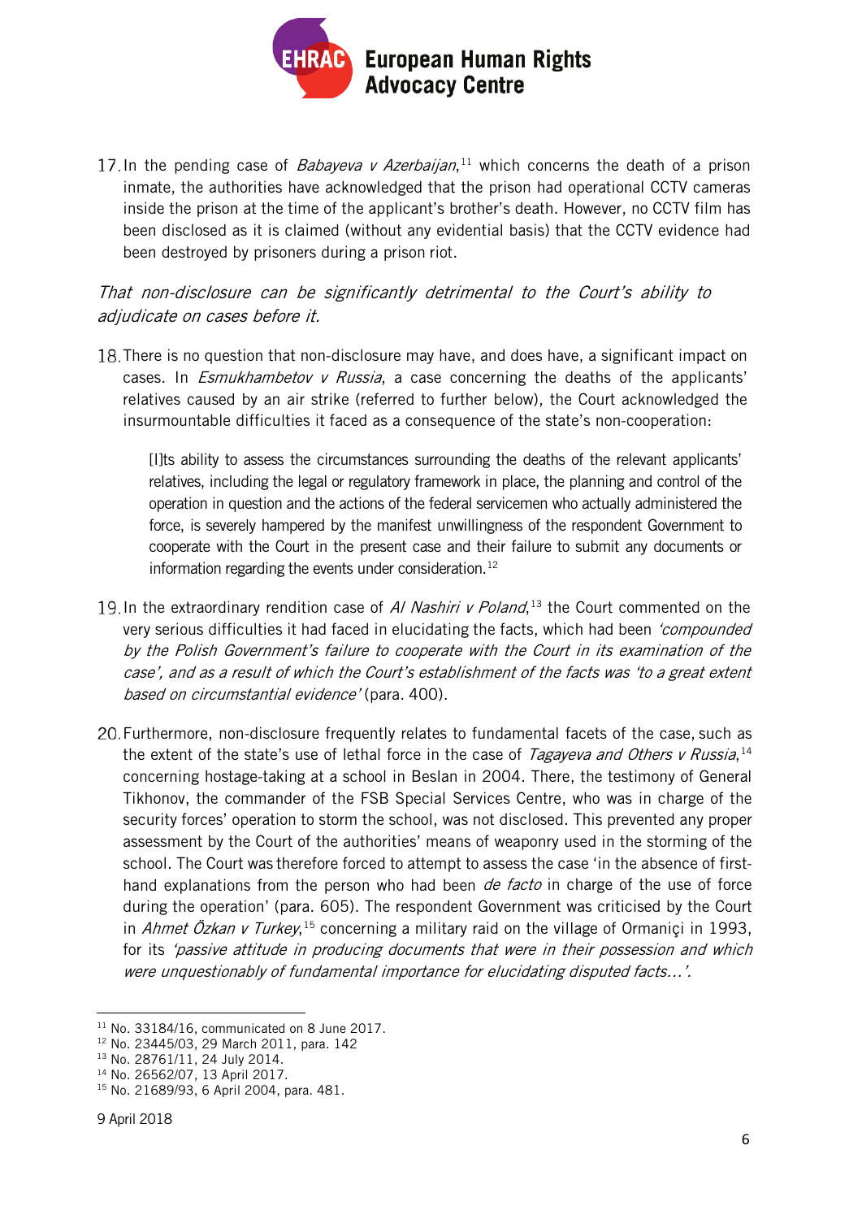17. In the pending case of *Babayeva v Azerbaijan*,[11] which concerns the death of a prison inmate, the authorities have acknowledged that the prison had operational CCTV cameras inside the prison at the time of the applicant's brother's death. However, no CCTV film has been disclosed as it is claimed (without any evidential basis) that the CCTV evidence had been destroyed by prisoners during a prison riot.

*That non-disclosure can be significantly detrimental to the Court's ability to adjudicate on cases before it.*

18. There is no question that non-disclosure may have, and does have, a significant impact on cases. In *Esmukhambetov v Russia*, a case concerning the deaths of the applicants' relatives caused by an air strike (referred to further below), the Court acknowledged the insurmountable difficulties it faced as a consequence of the state's non-cooperation:

> [I]ts ability to assess the circumstances surrounding the deaths of the relevant applicants' relatives, including the legal or regulatory framework in place, the planning and control of the operation in question and the actions of the federal servicemen who actually administered the force, is severely hampered by the manifest unwillingness of the respondent Government to cooperate with the Court in the present case and their failure to submit any documents or information regarding the events under consideration.[12]

19. In the extraordinary rendition case of *Al Nashiri v Poland*,[13] the Court commented on the very serious difficulties it had faced in elucidating the facts, which had been *'compounded by the Polish Government's failure to cooperate with the Court in its examination of the case', and as a result of which the Court's establishment of the facts was 'to a great extent based on circumstantial evidence'* (para. 400).

20. Furthermore, non-disclosure frequently relates to fundamental facets of the case, such as the extent of the state's use of lethal force in the case of *Tagayeva and Others v Russia*,[14] concerning hostage-taking at a school in Beslan in 2004. There, the testimony of General Tikhonov, the commander of the FSB Special Services Centre, who was in charge of the security forces' operation to storm the school, was not disclosed. This prevented any proper assessment by the Court of the authorities' means of weaponry used in the storming of the school. The Court was therefore forced to attempt to assess the case 'in the absence of first-hand explanations from the person who had been *de facto* in charge of the use of force during the operation' (para. 605). The respondent Government was criticised by the Court in *Ahmet Özkan v Turkey*,[15] concerning a military raid on the village of Ormaniçi in 1993, for its *'passive attitude in producing documents that were in their possession and which were unquestionably of fundamental importance for elucidating disputed facts…'.*

---

[11] No. 33184/16, communicated on 8 June 2017.
[12] No. 23445/03, 29 March 2011, para. 142
[13] No. 28761/11, 24 July 2014.
[14] No. 26562/07, 13 April 2017.
[15] No. 21689/93, 6 April 2004, para. 481.

9 April 2018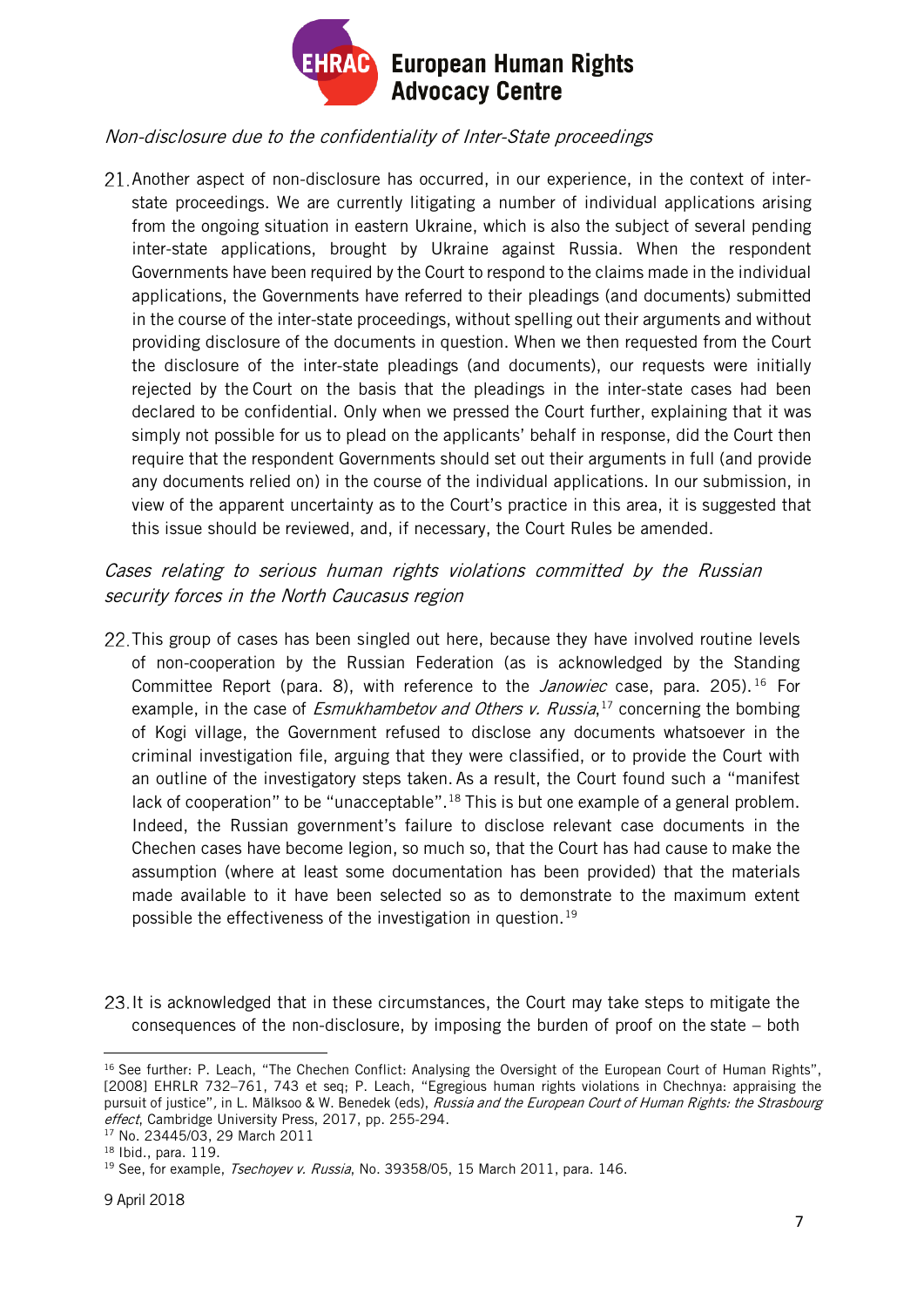*Non-disclosure due to the confidentiality of Inter-State proceedings*

21. Another aspect of non-disclosure has occurred, in our experience, in the context of inter-state proceedings. We are currently litigating a number of individual applications arising from the ongoing situation in eastern Ukraine, which is also the subject of several pending inter-state applications, brought by Ukraine against Russia. When the respondent Governments have been required by the Court to respond to the claims made in the individual applications, the Governments have referred to their pleadings (and documents) submitted in the course of the inter-state proceedings, without spelling out their arguments and without providing disclosure of the documents in question. When we then requested from the Court the disclosure of the inter-state pleadings (and documents), our requests were initially rejected by the Court on the basis that the pleadings in the inter-state cases had been declared to be confidential. Only when we pressed the Court further, explaining that it was simply not possible for us to plead on the applicants' behalf in response, did the Court then require that the respondent Governments should set out their arguments in full (and provide any documents relied on) in the course of the individual applications. In our submission, in view of the apparent uncertainty as to the Court's practice in this area, it is suggested that this issue should be reviewed, and, if necessary, the Court Rules be amended.

*Cases relating to serious human rights violations committed by the Russian security forces in the North Caucasus region*

22. This group of cases has been singled out here, because they have involved routine levels of non-cooperation by the Russian Federation (as is acknowledged by the Standing Committee Report (para. 8), with reference to the *Janowiec* case, para. 205).[16] For example, in the case of *Esmukhambetov and Others v. Russia*,[17] concerning the bombing of Kogi village, the Government refused to disclose any documents whatsoever in the criminal investigation file, arguing that they were classified, or to provide the Court with an outline of the investigatory steps taken. As a result, the Court found such a "manifest lack of cooperation" to be "unacceptable".[18] This is but one example of a general problem. Indeed, the Russian government's failure to disclose relevant case documents in the Chechen cases have become legion, so much so, that the Court has had cause to make the assumption (where at least some documentation has been provided) that the materials made available to it have been selected so as to demonstrate to the maximum extent possible the effectiveness of the investigation in question.[19]

23. It is acknowledged that in these circumstances, the Court may take steps to mitigate the consequences of the non-disclosure, by imposing the burden of proof on the state – both

---

[16] See further: P. Leach, "The Chechen Conflict: Analysing the Oversight of the European Court of Human Rights", [2008] EHRLR 732–761, 743 et seq; P. Leach, "Egregious human rights violations in Chechnya: appraising the pursuit of justice", in L. Mälksoo & W. Benedek (eds), *Russia and the European Court of Human Rights: the Strasbourg effect*, Cambridge University Press, 2017, pp. 255-294.

[17] No. 23445/03, 29 March 2011

[18] Ibid., para. 119.

[19] See, for example, *Tsechoyev v. Russia*, No. 39358/05, 15 March 2011, para. 146.

9 April 2018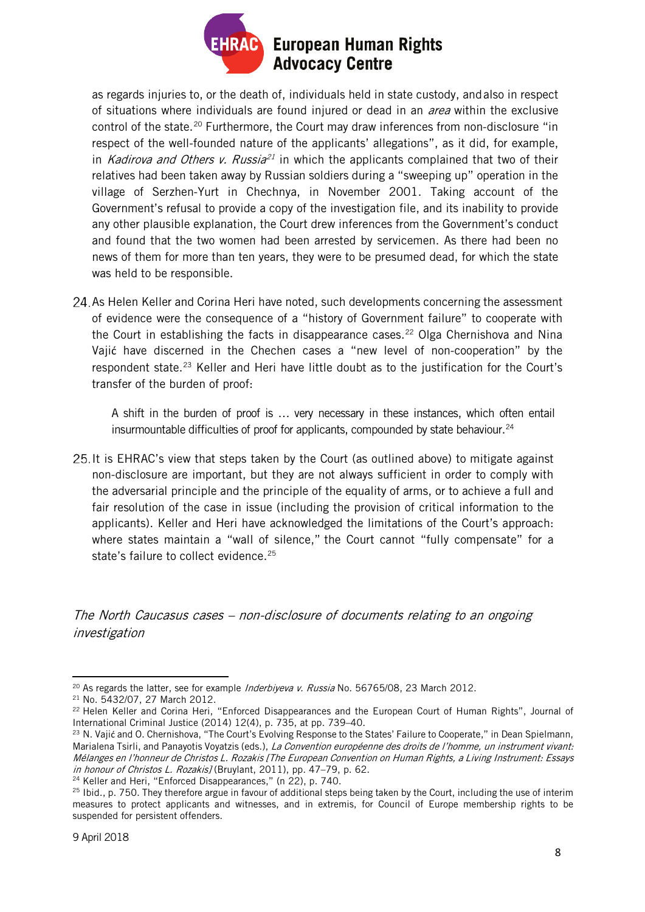as regards injuries to, or the death of, individuals held in state custody, and also in respect of situations where individuals are found injured or dead in an *area* within the exclusive control of the state.[20] Furthermore, the Court may draw inferences from non-disclosure "in respect of the well-founded nature of the applicants' allegations", as it did, for example, in *Kadirova and Others v. Russia*[21] in which the applicants complained that two of their relatives had been taken away by Russian soldiers during a "sweeping up" operation in the village of Serzhen-Yurt in Chechnya, in November 2001. Taking account of the Government's refusal to provide a copy of the investigation file, and its inability to provide any other plausible explanation, the Court drew inferences from the Government's conduct and found that the two women had been arrested by servicemen. As there had been no news of them for more than ten years, they were to be presumed dead, for which the state was held to be responsible.

24. As Helen Keller and Corina Heri have noted, such developments concerning the assessment of evidence were the consequence of a "history of Government failure" to cooperate with the Court in establishing the facts in disappearance cases.[22] Olga Chernishova and Nina Vajić have discerned in the Chechen cases a "new level of non-cooperation" by the respondent state.[23] Keller and Heri have little doubt as to the justification for the Court's transfer of the burden of proof:

> A shift in the burden of proof is … very necessary in these instances, which often entail insurmountable difficulties of proof for applicants, compounded by state behaviour.[24]

25. It is EHRAC's view that steps taken by the Court (as outlined above) to mitigate against non-disclosure are important, but they are not always sufficient in order to comply with the adversarial principle and the principle of the equality of arms, or to achieve a full and fair resolution of the case in issue (including the provision of critical information to the applicants). Keller and Heri have acknowledged the limitations of the Court's approach: where states maintain a "wall of silence," the Court cannot "fully compensate" for a state's failure to collect evidence.[25]

### *The North Caucasus cases – non-disclosure of documents relating to an ongoing investigation*

---

[20] As regards the latter, see for example *Inderbiyeva v. Russia* No. 56765/08, 23 March 2012.

[21] No. 5432/07, 27 March 2012.

[22] Helen Keller and Corina Heri, "Enforced Disappearances and the European Court of Human Rights", Journal of International Criminal Justice (2014) 12(4), p. 735, at pp. 739–40.

[23] N. Vajić and O. Chernishova, "The Court's Evolving Response to the States' Failure to Cooperate," in Dean Spielmann, Marialena Tsirli, and Panayotis Voyatzis (eds.), *La Convention européenne des droits de l'homme, un instrument vivant: Mélanges en l'honneur de Christos L. Rozakis [The European Convention on Human Rights, a Living Instrument: Essays in honour of Christos L. Rozakis]* (Bruylant, 2011), pp. 47–79, p. 62.

[24] Keller and Heri, "Enforced Disappearances," (n 22), p. 740.

[25] Ibid., p. 750. They therefore argue in favour of additional steps being taken by the Court, including the use of interim measures to protect applicants and witnesses, and in extremis, for Council of Europe membership rights to be suspended for persistent offenders.

9 April 2018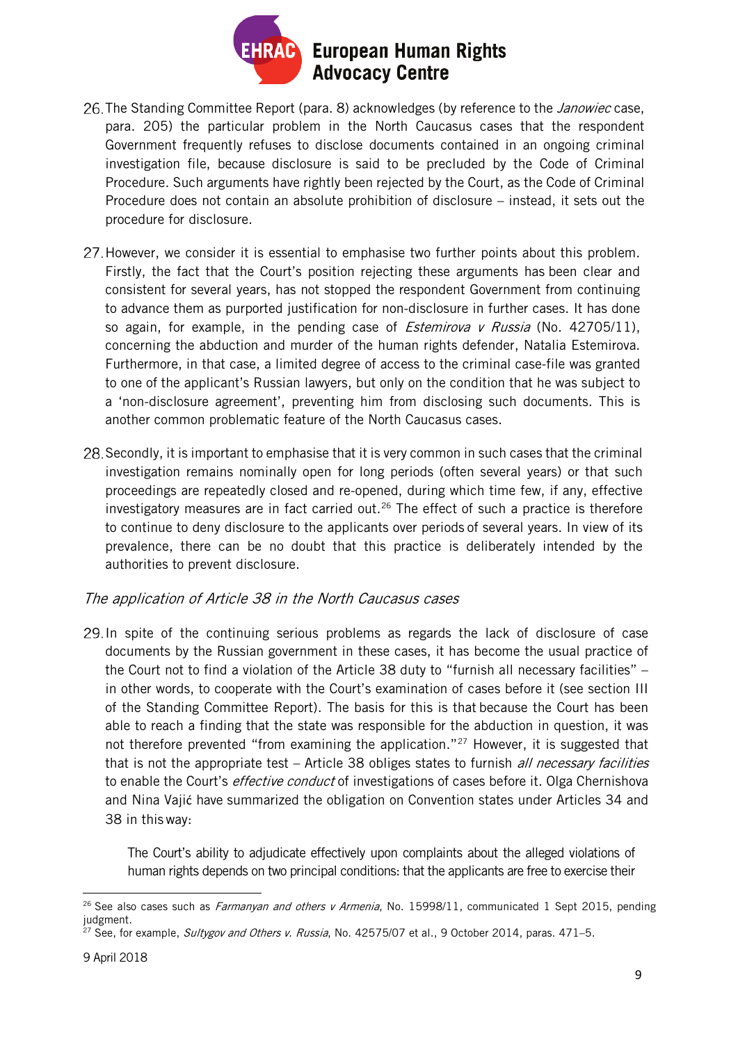26. The Standing Committee Report (para. 8) acknowledges (by reference to the *Janowiec* case, para. 205) the particular problem in the North Caucasus cases that the respondent Government frequently refuses to disclose documents contained in an ongoing criminal investigation file, because disclosure is said to be precluded by the Code of Criminal Procedure. Such arguments have rightly been rejected by the Court, as the Code of Criminal Procedure does not contain an absolute prohibition of disclosure – instead, it sets out the procedure for disclosure.

27. However, we consider it is essential to emphasise two further points about this problem. Firstly, the fact that the Court's position rejecting these arguments has been clear and consistent for several years, has not stopped the respondent Government from continuing to advance them as purported justification for non-disclosure in further cases. It has done so again, for example, in the pending case of *Estemirova v Russia* (No. 42705/11), concerning the abduction and murder of the human rights defender, Natalia Estemirova. Furthermore, in that case, a limited degree of access to the criminal case-file was granted to one of the applicant's Russian lawyers, but only on the condition that he was subject to a 'non-disclosure agreement', preventing him from disclosing such documents. This is another common problematic feature of the North Caucasus cases.

28. Secondly, it is important to emphasise that it is very common in such cases that the criminal investigation remains nominally open for long periods (often several years) or that such proceedings are repeatedly closed and re-opened, during which time few, if any, effective investigatory measures are in fact carried out.[26] The effect of such a practice is therefore to continue to deny disclosure to the applicants over periods of several years. In view of its prevalence, there can be no doubt that this practice is deliberately intended by the authorities to prevent disclosure.

### *The application of Article 38 in the North Caucasus cases*

29. In spite of the continuing serious problems as regards the lack of disclosure of case documents by the Russian government in these cases, it has become the usual practice of the Court not to find a violation of the Article 38 duty to "furnish all necessary facilities" – in other words, to cooperate with the Court's examination of cases before it (see section III of the Standing Committee Report). The basis for this is that because the Court has been able to reach a finding that the state was responsible for the abduction in question, it was not therefore prevented "from examining the application."[27] However, it is suggested that that is not the appropriate test – Article 38 obliges states to furnish *all necessary facilities* to enable the Court's *effective conduct* of investigations of cases before it. Olga Chernishova and Nina Vajić have summarized the obligation on Convention states under Articles 34 and 38 in this way:

> The Court's ability to adjudicate effectively upon complaints about the alleged violations of human rights depends on two principal conditions: that the applicants are free to exercise their

---

[26] See also cases such as *Farmanyan and others v Armenia*, No. 15998/11, communicated 1 Sept 2015, pending judgment.

[27] See, for example, *Sultygov and Others v. Russia*, No. 42575/07 et al., 9 October 2014, paras. 471–5.

9 April 2018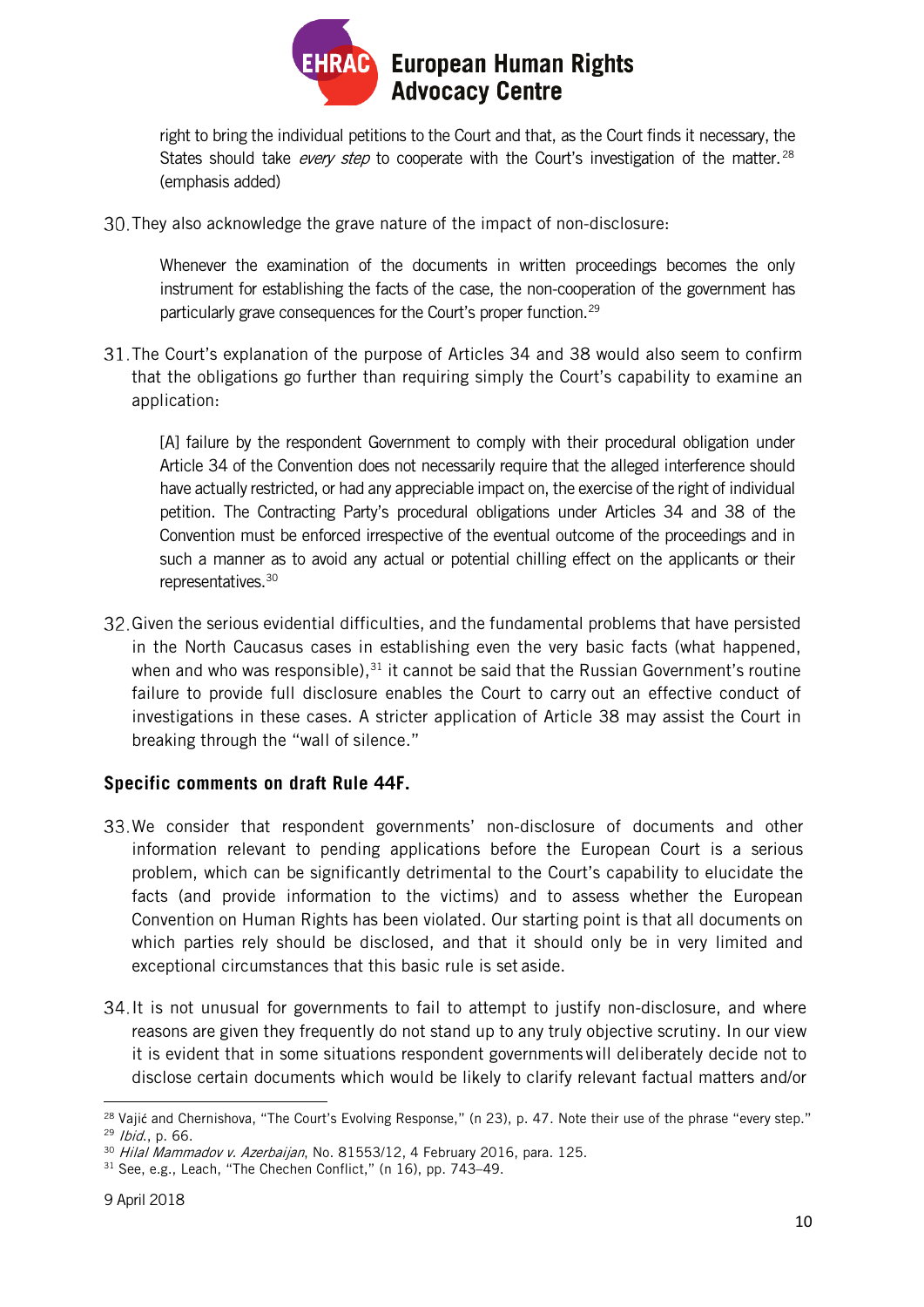right to bring the individual petitions to the Court and that, as the Court finds it necessary, the States should take *every step* to cooperate with the Court's investigation of the matter.[28] (emphasis added)

30. They also acknowledge the grave nature of the impact of non-disclosure:

> Whenever the examination of the documents in written proceedings becomes the only instrument for establishing the facts of the case, the non-cooperation of the government has particularly grave consequences for the Court's proper function.[29]

31. The Court's explanation of the purpose of Articles 34 and 38 would also seem to confirm that the obligations go further than requiring simply the Court's capability to examine an application:

> [A] failure by the respondent Government to comply with their procedural obligation under Article 34 of the Convention does not necessarily require that the alleged interference should have actually restricted, or had any appreciable impact on, the exercise of the right of individual petition. The Contracting Party's procedural obligations under Articles 34 and 38 of the Convention must be enforced irrespective of the eventual outcome of the proceedings and in such a manner as to avoid any actual or potential chilling effect on the applicants or their representatives.[30]

32. Given the serious evidential difficulties, and the fundamental problems that have persisted in the North Caucasus cases in establishing even the very basic facts (what happened, when and who was responsible),[31] it cannot be said that the Russian Government's routine failure to provide full disclosure enables the Court to carry out an effective conduct of investigations in these cases. A stricter application of Article 38 may assist the Court in breaking through the "wall of silence."

### Specific comments on draft Rule 44F.

33. We consider that respondent governments' non-disclosure of documents and other information relevant to pending applications before the European Court is a serious problem, which can be significantly detrimental to the Court's capability to elucidate the facts (and provide information to the victims) and to assess whether the European Convention on Human Rights has been violated. Our starting point is that all documents on which parties rely should be disclosed, and that it should only be in very limited and exceptional circumstances that this basic rule is set aside.

34. It is not unusual for governments to fail to attempt to justify non-disclosure, and where reasons are given they frequently do not stand up to any truly objective scrutiny. In our view it is evident that in some situations respondent governments will deliberately decide not to disclose certain documents which would be likely to clarify relevant factual matters and/or

---

[28] Vajić and Chernishova, "The Court's Evolving Response," (n 23), p. 47. Note their use of the phrase "every step."

[29] *Ibid.*, p. 66.

[30] *Hilal Mammadov v. Azerbaijan*, No. 81553/12, 4 February 2016, para. 125.

[31] See, e.g., Leach, "The Chechen Conflict," (n 16), pp. 743–49.

9 April 2018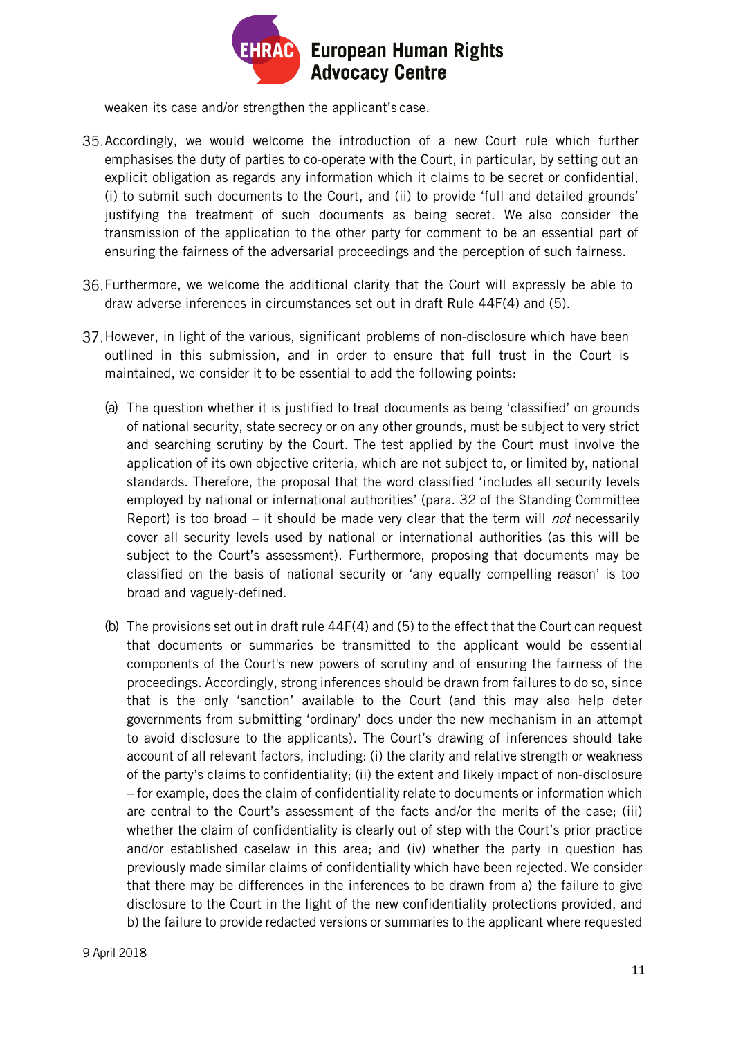weaken its case and/or strengthen the applicant's case.

35. Accordingly, we would welcome the introduction of a new Court rule which further emphasises the duty of parties to co-operate with the Court, in particular, by setting out an explicit obligation as regards any information which it claims to be secret or confidential, (i) to submit such documents to the Court, and (ii) to provide 'full and detailed grounds' justifying the treatment of such documents as being secret. We also consider the transmission of the application to the other party for comment to be an essential part of ensuring the fairness of the adversarial proceedings and the perception of such fairness.

36. Furthermore, we welcome the additional clarity that the Court will expressly be able to draw adverse inferences in circumstances set out in draft Rule 44F(4) and (5).

37. However, in light of the various, significant problems of non-disclosure which have been outlined in this submission, and in order to ensure that full trust in the Court is maintained, we consider it to be essential to add the following points:

   (a) The question whether it is justified to treat documents as being 'classified' on grounds of national security, state secrecy or on any other grounds, must be subject to very strict and searching scrutiny by the Court. The test applied by the Court must involve the application of its own objective criteria, which are not subject to, or limited by, national standards. Therefore, the proposal that the word classified 'includes all security levels employed by national or international authorities' (para. 32 of the Standing Committee Report) is too broad – it should be made very clear that the term will *not* necessarily cover all security levels used by national or international authorities (as this will be subject to the Court's assessment). Furthermore, proposing that documents may be classified on the basis of national security or 'any equally compelling reason' is too broad and vaguely-defined.

   (b) The provisions set out in draft rule 44F(4) and (5) to the effect that the Court can request that documents or summaries be transmitted to the applicant would be essential components of the Court's new powers of scrutiny and of ensuring the fairness of the proceedings. Accordingly, strong inferences should be drawn from failures to do so, since that is the only 'sanction' available to the Court (and this may also help deter governments from submitting 'ordinary' docs under the new mechanism in an attempt to avoid disclosure to the applicants). The Court's drawing of inferences should take account of all relevant factors, including: (i) the clarity and relative strength or weakness of the party's claims to confidentiality; (ii) the extent and likely impact of non-disclosure – for example, does the claim of confidentiality relate to documents or information which are central to the Court's assessment of the facts and/or the merits of the case; (iii) whether the claim of confidentiality is clearly out of step with the Court's prior practice and/or established caselaw in this area; and (iv) whether the party in question has previously made similar claims of confidentiality which have been rejected. We consider that there may be differences in the inferences to be drawn from a) the failure to give disclosure to the Court in the light of the new confidentiality protections provided, and b) the failure to provide redacted versions or summaries to the applicant where requested

9 April 2018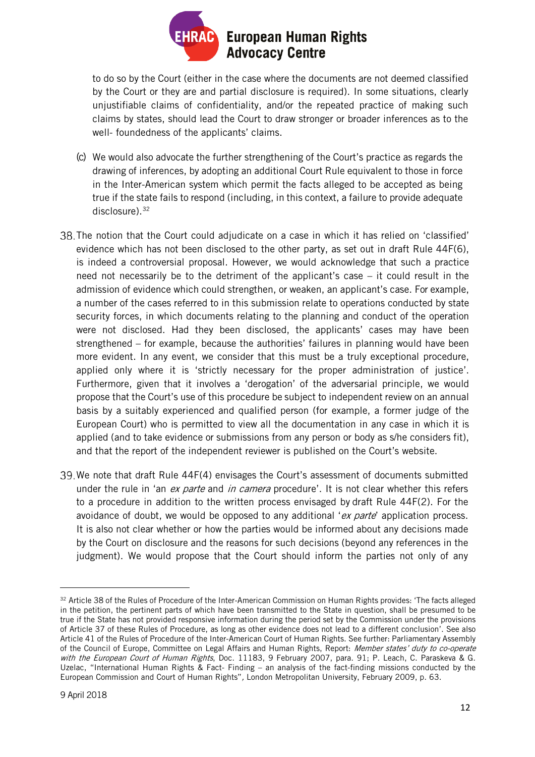to do so by the Court (either in the case where the documents are not deemed classified by the Court or they are and partial disclosure is required). In some situations, clearly unjustifiable claims of confidentiality, and/or the repeated practice of making such claims by states, should lead the Court to draw stronger or broader inferences as to the well- foundedness of the applicants' claims.

(c) We would also advocate the further strengthening of the Court's practice as regards the drawing of inferences, by adopting an additional Court Rule equivalent to those in force in the Inter-American system which permit the facts alleged to be accepted as being true if the state fails to respond (including, in this context, a failure to provide adequate disclosure).[32]

38. The notion that the Court could adjudicate on a case in which it has relied on 'classified' evidence which has not been disclosed to the other party, as set out in draft Rule 44F(6), is indeed a controversial proposal. However, we would acknowledge that such a practice need not necessarily be to the detriment of the applicant's case – it could result in the admission of evidence which could strengthen, or weaken, an applicant's case. For example, a number of the cases referred to in this submission relate to operations conducted by state security forces, in which documents relating to the planning and conduct of the operation were not disclosed. Had they been disclosed, the applicants' cases may have been strengthened – for example, because the authorities' failures in planning would have been more evident. In any event, we consider that this must be a truly exceptional procedure, applied only where it is 'strictly necessary for the proper administration of justice'. Furthermore, given that it involves a 'derogation' of the adversarial principle, we would propose that the Court's use of this procedure be subject to independent review on an annual basis by a suitably experienced and qualified person (for example, a former judge of the European Court) who is permitted to view all the documentation in any case in which it is applied (and to take evidence or submissions from any person or body as s/he considers fit), and that the report of the independent reviewer is published on the Court's website.

39. We note that draft Rule 44F(4) envisages the Court's assessment of documents submitted under the rule in 'an *ex parte* and *in camera* procedure'. It is not clear whether this refers to a procedure in addition to the written process envisaged by draft Rule 44F(2). For the avoidance of doubt, we would be opposed to any additional '*ex parte*' application process. It is also not clear whether or how the parties would be informed about any decisions made by the Court on disclosure and the reasons for such decisions (beyond any references in the judgment). We would propose that the Court should inform the parties not only of any

---

[32] Article 38 of the Rules of Procedure of the Inter-American Commission on Human Rights provides: 'The facts alleged in the petition, the pertinent parts of which have been transmitted to the State in question, shall be presumed to be true if the State has not provided responsive information during the period set by the Commission under the provisions of Article 37 of these Rules of Procedure, as long as other evidence does not lead to a different conclusion'. See also Article 41 of the Rules of Procedure of the Inter-American Court of Human Rights. See further: Parliamentary Assembly of the Council of Europe, Committee on Legal Affairs and Human Rights, Report: *Member states' duty to co-operate with the European Court of Human Rights*, Doc. 11183, 9 February 2007, para. 91; P. Leach, C. Paraskeva & G. Uzelac, "International Human Rights & Fact- Finding – an analysis of the fact-finding missions conducted by the European Commission and Court of Human Rights", London Metropolitan University, February 2009, p. 63.

9 April 2018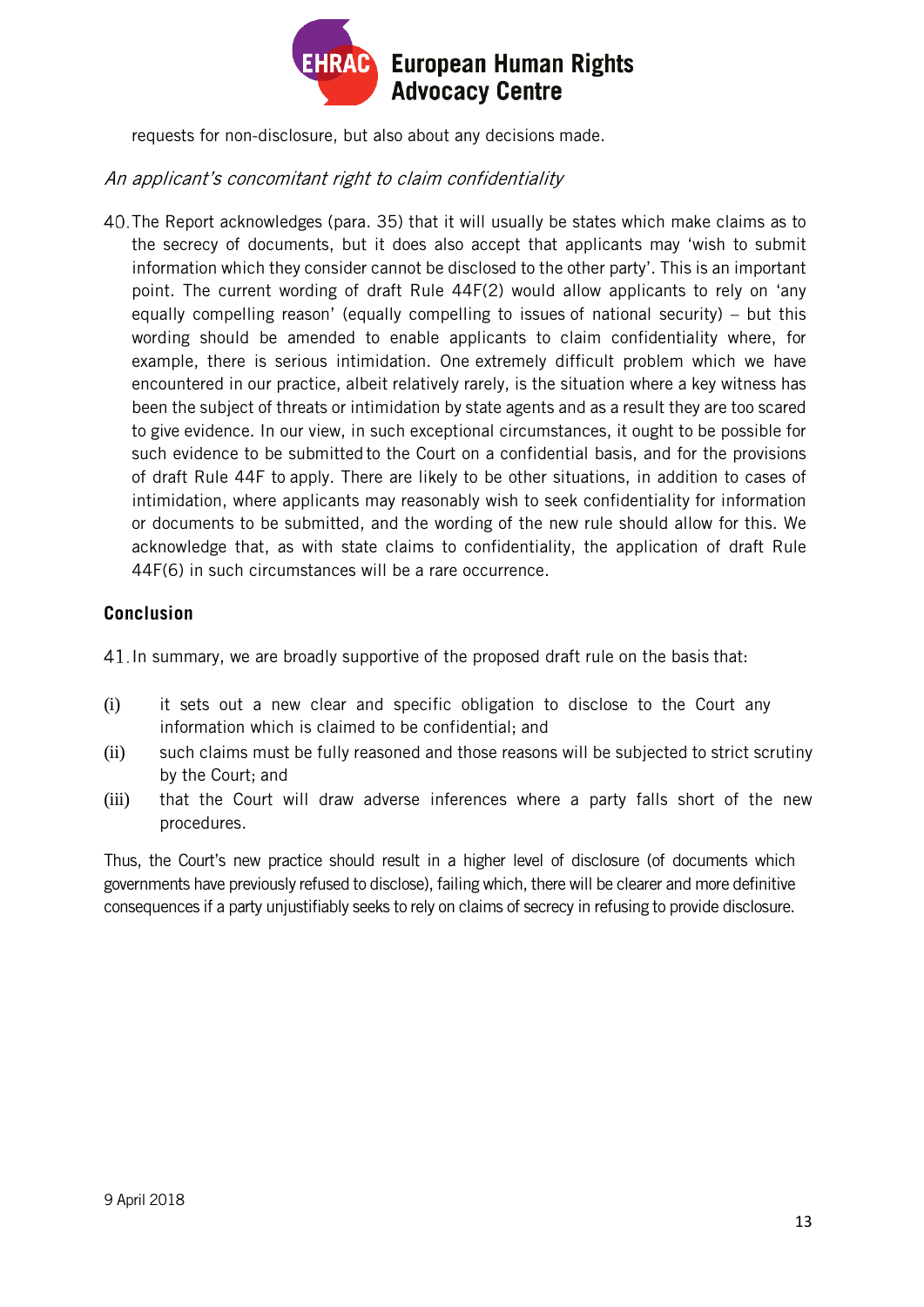requests for non-disclosure, but also about any decisions made.

*An applicant's concomitant right to claim confidentiality*

40. The Report acknowledges (para. 35) that it will usually be states which make claims as to the secrecy of documents, but it does also accept that applicants may 'wish to submit information which they consider cannot be disclosed to the other party'. This is an important point. The current wording of draft Rule 44F(2) would allow applicants to rely on 'any equally compelling reason' (equally compelling to issues of national security) – but this wording should be amended to enable applicants to claim confidentiality where, for example, there is serious intimidation. One extremely difficult problem which we have encountered in our practice, albeit relatively rarely, is the situation where a key witness has been the subject of threats or intimidation by state agents and as a result they are too scared to give evidence. In our view, in such exceptional circumstances, it ought to be possible for such evidence to be submitted to the Court on a confidential basis, and for the provisions of draft Rule 44F to apply. There are likely to be other situations, in addition to cases of intimidation, where applicants may reasonably wish to seek confidentiality for information or documents to be submitted, and the wording of the new rule should allow for this. We acknowledge that, as with state claims to confidentiality, the application of draft Rule 44F(6) in such circumstances will be a rare occurrence.

## Conclusion

41. In summary, we are broadly supportive of the proposed draft rule on the basis that:

(i) it sets out a new clear and specific obligation to disclose to the Court any information which is claimed to be confidential; and

(ii) such claims must be fully reasoned and those reasons will be subjected to strict scrutiny by the Court; and

(iii) that the Court will draw adverse inferences where a party falls short of the new procedures.

Thus, the Court's new practice should result in a higher level of disclosure (of documents which governments have previously refused to disclose), failing which, there will be clearer and more definitive consequences if a party unjustifiably seeks to rely on claims of secrecy in refusing to provide disclosure.

9 April 2018